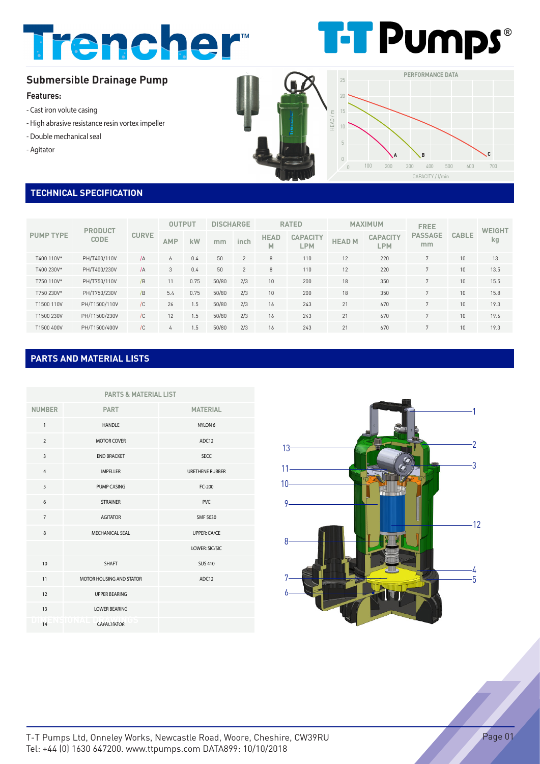# Trencher™

# T-T Pumps®

## Submersible Drainage Pump

**Features:**

- Cast iron volute casing
- High abrasive resistance resin vortex impeller
- Double mechanical seal
- Agitator

## TECHNICAL SPECIFICATION

| PUMP TYPE | PRODUCT CODE | CURVE | OUTPUT | | DISCHARGE | | RATED | | MAXIMUM | | FREE PASSAGE mm | CABLE | WEIGHT kg |
|---|---|---|---|---|---|---|---|---|---|---|---|---|---|
| | | | AMP | kW | mm | inch | HEAD M | CAPACITY LPM | HEAD M | CAPACITY LPM | | | |
| T400 110V* | PH/T400/110V | /A | 6 | 0.4 | 50 | 2 | 8 | 110 | 12 | 220 | 7 | 10 | 13 |
| T400 230V* | PH/T400/230V | /A | 3 | 0.4 | 50 | 2 | 8 | 110 | 12 | 220 | 7 | 10 | 13.5 |
| T750 110V* | PH/T750/110V | /B | 11 | 0.75 | 50/80 | 2/3 | 10 | 200 | 18 | 350 | 7 | 10 | 15.5 |
| T750 230V* | PH/T750/230V | /B | 5.4 | 0.75 | 50/80 | 2/3 | 10 | 200 | 18 | 350 | 7 | 10 | 15.8 |
| T1500 110V | PH/T1500/110V | /C | 26 | 1.5 | 50/80 | 2/3 | 16 | 243 | 21 | 670 | 7 | 10 | 19.3 |
| T1500 230V | PH/T1500/230V | /C | 12 | 1.5 | 50/80 | 2/3 | 16 | 243 | 21 | 670 | 7 | 10 | 19.6 |
| T1500 400V | PH/T1500/400V | /C | 4 | 1.5 | 50/80 | 2/3 | 16 | 243 | 21 | 670 | 7 | 10 | 19.3 |

## PARTS AND MATERIAL LISTS

| PARTS & MATERIAL LIST | | |
|---|---|---|
| NUMBER | PART | MATERIAL |
| 1 | HANDLE | NYLON 6 |
| 2 | MOTOR COVER | ADC12 |
| 3 | END BRACKET | SECC |
| 4 | IMPELLER | URETHENE RUBBER |
| 5 | PUMP CASING | FC-200 |
| 6 | STRAINER | PVC |
| 7 | AGITATOR | SMF 5030 |
| 8 | MECHANICAL SEAL | UPPER: CA/CE |
| | | LOWER: SIC/SIC |
| 10 | SHAFT | SUS 410 |
| 11 | MOTOR HOUSING AND STATOR | ADC12 |
| 12 | UPPER BEARING | |
| 13 | LOWER BEARING | |
| 14 | CAPACITATOR | |

T-T Pumps Ltd, Onneley Works, Newcastle Road, Woore, Cheshire, CW39RU
Tel: +44 (0) 1630 647200. www.ttpumps.com DATA899: 10/10/2018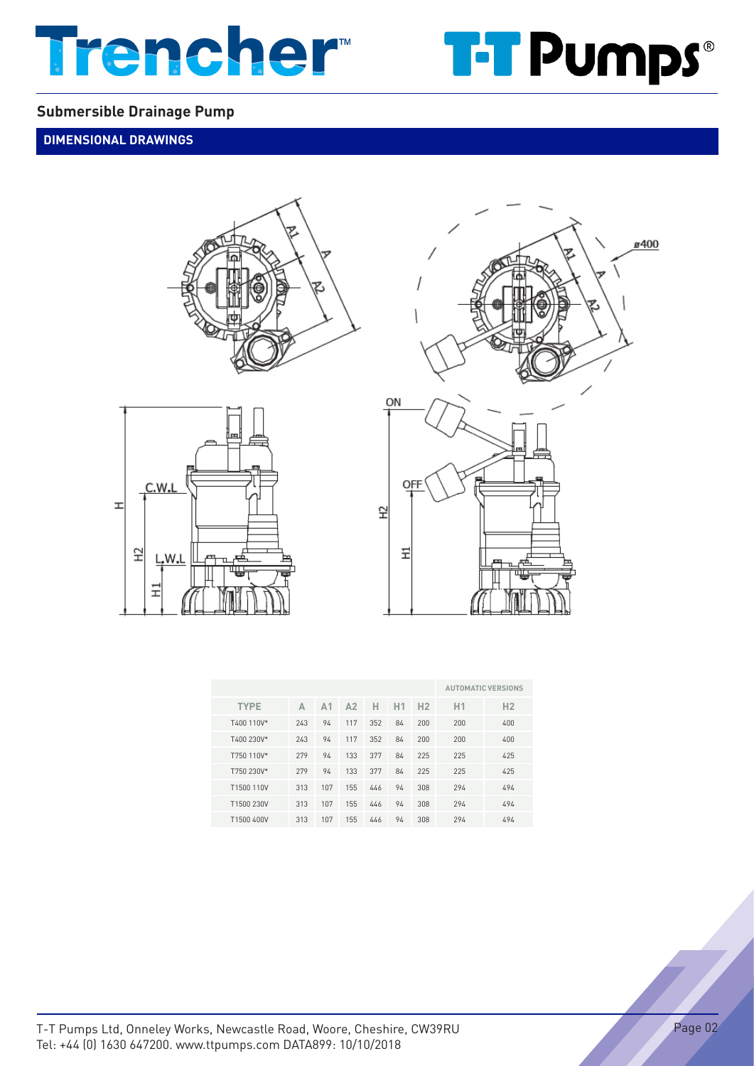# Trencher

# T-T Pumps®

## Submersible Drainage Pump

## DIMENSIONAL DRAWINGS

A1
A
A2
ø400
ON
OFF
H
C.W.L
H2
L.W.L
H1

| | | | | | | | AUTOMATIC VERSIONS | |
|---|---|---|---|---|---|---|---|---|
| TYPE | A | A1 | A2 | H | H1 | H2 | H1 | H2 |
| T400 110V* | 243 | 94 | 117 | 352 | 84 | 200 | 200 | 400 |
| T400 230V* | 243 | 94 | 117 | 352 | 84 | 200 | 200 | 400 |
| T750 110V* | 279 | 94 | 133 | 377 | 84 | 225 | 225 | 425 |
| T750 230V* | 279 | 94 | 133 | 377 | 84 | 225 | 225 | 425 |
| T1500 110V | 313 | 107 | 155 | 446 | 94 | 308 | 294 | 494 |
| T1500 230V | 313 | 107 | 155 | 446 | 94 | 308 | 294 | 494 |
| T1500 400V | 313 | 107 | 155 | 446 | 94 | 308 | 294 | 494 |

T-T Pumps Ltd, Onneley Works, Newcastle Road, Woore, Cheshire, CW39RU
Tel: +44 (0) 1630 647200. www.ttpumps.com DATA899: 10/10/2018